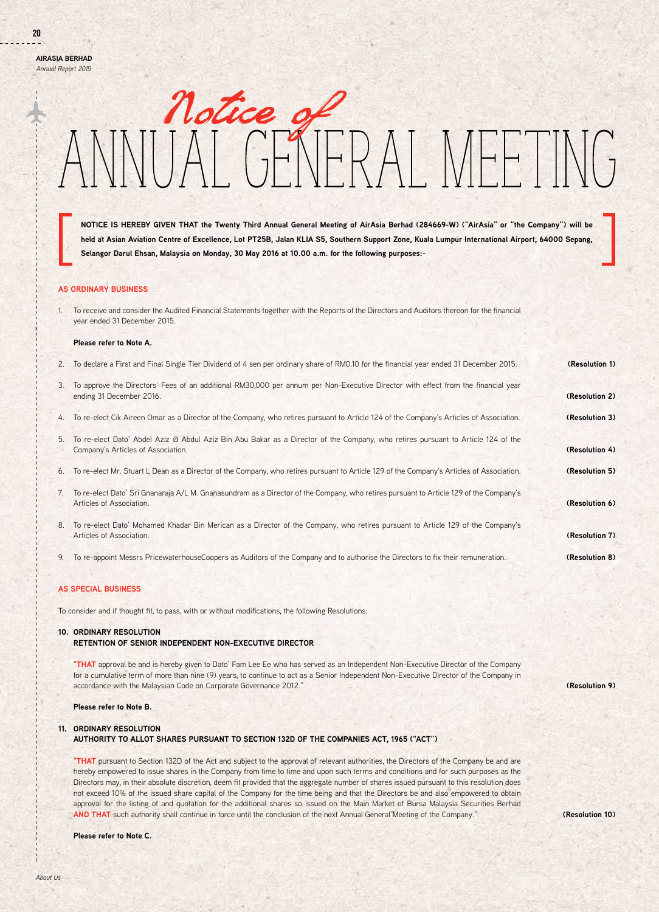# Notice of ANNUAL GENERAL MEETING

**NOTICE IS HEREBY GIVEN THAT the Twenty Third Annual General Meeting of AirAsia Berhad (284669-W) ("AirAsia" or "the Company") will be held at Asian Aviation Centre of Excellence, Lot PT25B, Jalan KLIA S5, Southern Support Zone, Kuala Lumpur International Airport, 64000 Sepang, Selangor Darul Ehsan, Malaysia on Monday, 30 May 2016 at 10.00 a.m. for the following purposes:-**

## AS ORDINARY BUSINESS

1. To receive and consider the Audited Financial Statements together with the Reports of the Directors and Auditors thereon for the financial year ended 31 December 2015.

   **Please refer to Note A.**

2. To declare a First and Final Single Tier Dividend of 4 sen per ordinary share of RM0.10 for the financial year ended 31 December 2015. **(Resolution 1)**

3. To approve the Directors' Fees of an additional RM30,000 per annum per Non-Executive Director with effect from the financial year ending 31 December 2016. **(Resolution 2)**

4. To re-elect Cik Aireen Omar as a Director of the Company, who retires pursuant to Article 124 of the Company's Articles of Association. **(Resolution 3)**

5. To re-elect Dato' Abdel Aziz @ Abdul Aziz Bin Abu Bakar as a Director of the Company, who retires pursuant to Article 124 of the Company's Articles of Association. **(Resolution 4)**

6. To re-elect Mr. Stuart L Dean as a Director of the Company, who retires pursuant to Article 129 of the Company's Articles of Association. **(Resolution 5)**

7. To re-elect Dato' Sri Gnanaraja A/L M. Gnanasundram as a Director of the Company, who retires pursuant to Article 129 of the Company's Articles of Association. **(Resolution 6)**

8. To re-elect Dato' Mohamed Khadar Bin Merican as a Director of the Company, who retires pursuant to Article 129 of the Company's Articles of Association. **(Resolution 7)**

9. To re-appoint Messrs PricewaterhouseCoopers as Auditors of the Company and to authorise the Directors to fix their remuneration. **(Resolution 8)**

## AS SPECIAL BUSINESS

To consider and if thought fit, to pass, with or without modifications, the following Resolutions:

**10. ORDINARY RESOLUTION**
**RETENTION OF SENIOR INDEPENDENT NON-EXECUTIVE DIRECTOR**

"**THAT** approval be and is hereby given to Dato' Fam Lee Ee who has served as an Independent Non-Executive Director of the Company for a cumulative term of more than nine (9) years, to continue to act as a Senior Independent Non-Executive Director of the Company in accordance with the Malaysian Code on Corporate Governance 2012." **(Resolution 9)**

**Please refer to Note B.**

**11. ORDINARY RESOLUTION**
**AUTHORITY TO ALLOT SHARES PURSUANT TO SECTION 132D OF THE COMPANIES ACT, 1965 ("ACT")**

"**THAT** pursuant to Section 132D of the Act and subject to the approval of relevant authorities, the Directors of the Company be and are hereby empowered to issue shares in the Company from time to time and upon such terms and conditions and for such purposes as the Directors may, in their absolute discretion, deem fit provided that the aggregate number of shares issued pursuant to this resolution does not exceed 10% of the issued share capital of the Company for the time being and that the Directors be and also empowered to obtain approval for the listing of and quotation for the additional shares so issued on the Main Market of Bursa Malaysia Securities Berhad **AND THAT** such authority shall continue in force until the conclusion of the next Annual General Meeting of the Company." **(Resolution 10)**

**Please refer to Note C.**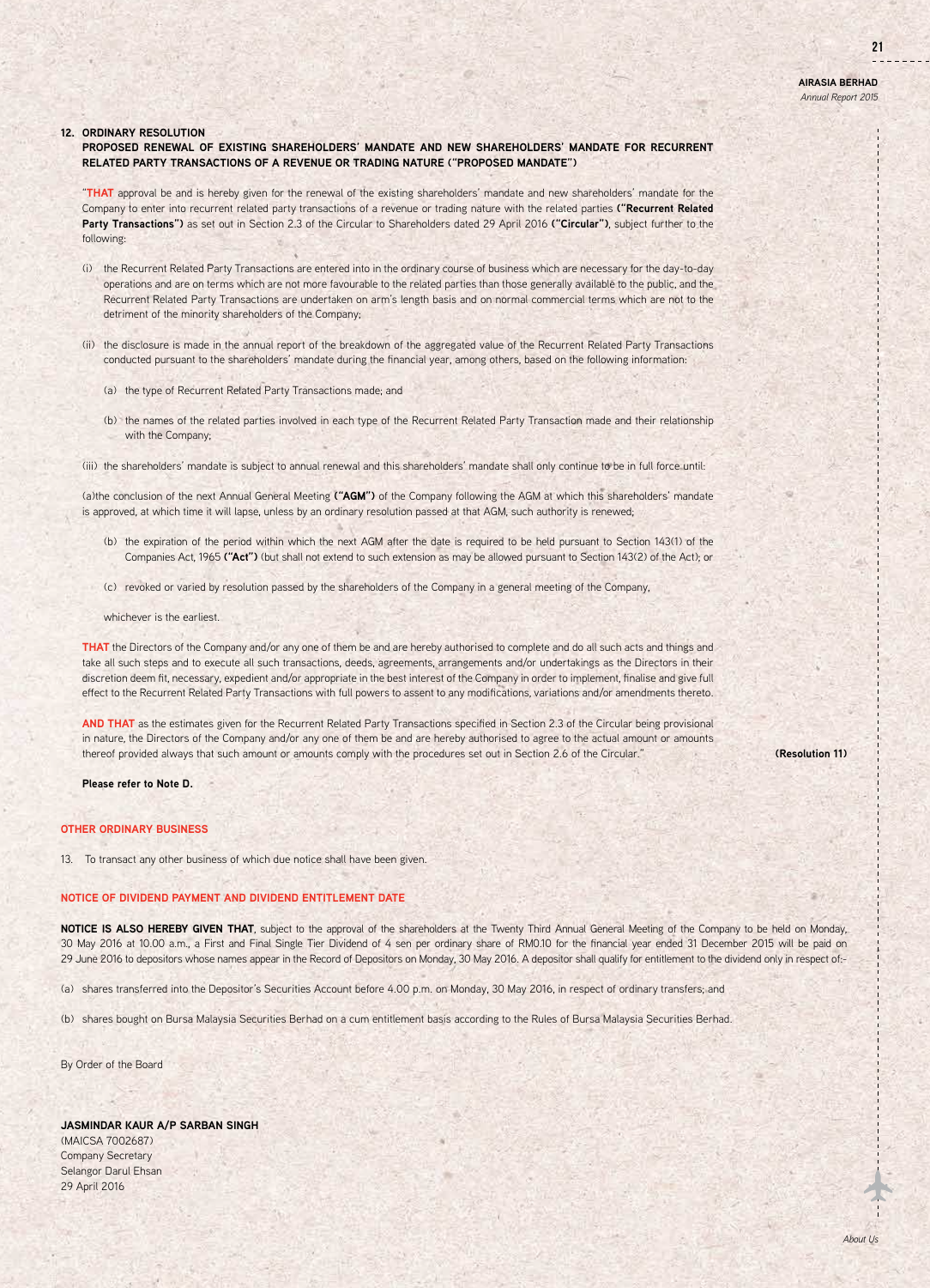**12. ORDINARY RESOLUTION**
**PROPOSED RENEWAL OF EXISTING SHAREHOLDERS' MANDATE AND NEW SHAREHOLDERS' MANDATE FOR RECURRENT RELATED PARTY TRANSACTIONS OF A REVENUE OR TRADING NATURE ("PROPOSED MANDATE")**

"**THAT** approval be and is hereby given for the renewal of the existing shareholders' mandate and new shareholders' mandate for the Company to enter into recurrent related party transactions of a revenue or trading nature with the related parties **("Recurrent Related Party Transactions")** as set out in Section 2.3 of the Circular to Shareholders dated 29 April 2016 **("Circular")**, subject further to the following:

(i) the Recurrent Related Party Transactions are entered into in the ordinary course of business which are necessary for the day-to-day operations and are on terms which are not more favourable to the related parties than those generally available to the public, and the Recurrent Related Party Transactions are undertaken on arm's length basis and on normal commercial terms which are not to the detriment of the minority shareholders of the Company;

(ii) the disclosure is made in the annual report of the breakdown of the aggregated value of the Recurrent Related Party Transactions conducted pursuant to the shareholders' mandate during the financial year, among others, based on the following information:

(a) the type of Recurrent Related Party Transactions made; and

(b) the names of the related parties involved in each type of the Recurrent Related Party Transaction made and their relationship with the Company;

(iii) the shareholders' mandate is subject to annual renewal and this shareholders' mandate shall only continue to be in full force until:

(a)the conclusion of the next Annual General Meeting **("AGM")** of the Company following the AGM at which this shareholders' mandate is approved, at which time it will lapse, unless by an ordinary resolution passed at that AGM, such authority is renewed;

(b) the expiration of the period within which the next AGM after the date is required to be held pursuant to Section 143(1) of the Companies Act, 1965 **("Act")** (but shall not extend to such extension as may be allowed pursuant to Section 143(2) of the Act); or

(c) revoked or varied by resolution passed by the shareholders of the Company in a general meeting of the Company,

whichever is the earliest.

**THAT** the Directors of the Company and/or any one of them be and are hereby authorised to complete and do all such acts and things and take all such steps and to execute all such transactions, deeds, agreements, arrangements and/or undertakings as the Directors in their discretion deem fit, necessary, expedient and/or appropriate in the best interest of the Company in order to implement, finalise and give full effect to the Recurrent Related Party Transactions with full powers to assent to any modifications, variations and/or amendments thereto.

**AND THAT** as the estimates given for the Recurrent Related Party Transactions specified in Section 2.3 of the Circular being provisional in nature, the Directors of the Company and/or any one of them be and are hereby authorised to agree to the actual amount or amounts thereof provided always that such amount or amounts comply with the procedures set out in Section 2.6 of the Circular." **(Resolution 11)**

**Please refer to Note D.**

## OTHER ORDINARY BUSINESS

13. To transact any other business of which due notice shall have been given.

## NOTICE OF DIVIDEND PAYMENT AND DIVIDEND ENTITLEMENT DATE

**NOTICE IS ALSO HEREBY GIVEN THAT**, subject to the approval of the shareholders at the Twenty Third Annual General Meeting of the Company to be held on Monday, 30 May 2016 at 10.00 a.m., a First and Final Single Tier Dividend of 4 sen per ordinary share of RM0.10 for the financial year ended 31 December 2015 will be paid on 29 June 2016 to depositors whose names appear in the Record of Depositors on Monday, 30 May 2016. A depositor shall qualify for entitlement to the dividend only in respect of:-

(a) shares transferred into the Depositor's Securities Account before 4.00 p.m. on Monday, 30 May 2016, in respect of ordinary transfers; and

(b) shares bought on Bursa Malaysia Securities Berhad on a cum entitlement basis according to the Rules of Bursa Malaysia Securities Berhad.

By Order of the Board

**JASMINDAR KAUR A/P SARBAN SINGH**
(MAICSA 7002687)
Company Secretary
Selangor Darul Ehsan
29 April 2016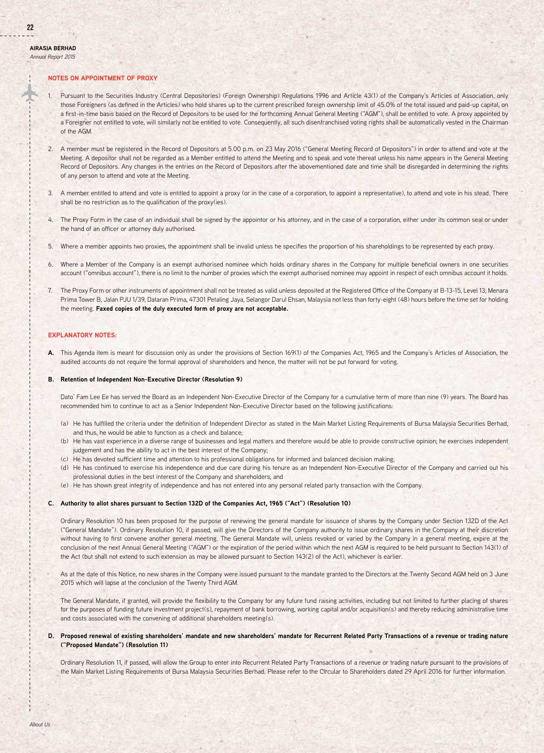## NOTES ON APPOINTMENT OF PROXY

1. Pursuant to the Securities Industry (Central Depositories) (Foreign Ownership) Regulations 1996 and Article 43(1) of the Company's Articles of Association, only those Foreigners (as defined in the Articles) who hold shares up to the current prescribed foreign ownership limit of 45.0% of the total issued and paid-up capital, on a first-in-time basis based on the Record of Depositors to be used for the forthcoming Annual General Meeting ("AGM"), shall be entitled to vote. A proxy appointed by a Foreigner not entitled to vote, will similarly not be entitled to vote. Consequently, all such disenfranchised voting rights shall be automatically vested in the Chairman of the AGM.

2. A member must be registered in the Record of Depositors at 5.00 p.m. on 23 May 2016 ("General Meeting Record of Depositors") in order to attend and vote at the Meeting. A depositor shall not be regarded as a Member entitled to attend the Meeting and to speak and vote thereat unless his name appears in the General Meeting Record of Depositors. Any changes in the entries on the Record of Depositors after the abovementioned date and time shall be disregarded in determining the rights of any person to attend and vote at the Meeting.

3. A member entitled to attend and vote is entitled to appoint a proxy (or in the case of a corporation, to appoint a representative), to attend and vote in his stead. There shall be no restriction as to the qualification of the proxy(ies).

4. The Proxy Form in the case of an individual shall be signed by the appointor or his attorney, and in the case of a corporation, either under its common seal or under the hand of an officer or attorney duly authorised.

5. Where a member appoints two proxies, the appointment shall be invalid unless he specifies the proportion of his shareholdings to be represented by each proxy.

6. Where a Member of the Company is an exempt authorised nominee which holds ordinary shares in the Company for multiple beneficial owners in one securities account ("omnibus account"), there is no limit to the number of proxies which the exempt authorised nominee may appoint in respect of each omnibus account it holds.

7. The Proxy Form or other instruments of appointment shall not be treated as valid unless deposited at the Registered Office of the Company at B-13-15, Level 13, Menara Prima Tower B, Jalan PJU 1/39, Dataran Prima, 47301 Petaling Jaya, Selangor Darul Ehsan, Malaysia not less than forty-eight (48) hours before the time set for holding the meeting. **Faxed copies of the duly executed form of proxy are not acceptable.**

## EXPLANATORY NOTES:

**A.** This Agenda item is meant for discussion only as under the provisions of Section 169(1) of the Companies Act, 1965 and the Company's Articles of Association, the audited accounts do not require the formal approval of shareholders and hence, the matter will not be put forward for voting.

**B. Retention of Independent Non-Executive Director (Resolution 9)**

Dato' Fam Lee Ee has served the Board as an Independent Non-Executive Director of the Company for a cumulative term of more than nine (9) years. The Board has recommended him to continue to act as a Senior Independent Non-Executive Director based on the following justifications:

(a) He has fulfilled the criteria under the definition of Independent Director as stated in the Main Market Listing Requirements of Bursa Malaysia Securities Berhad, and thus, he would be able to function as a check and balance;
(b) He has vast experience in a diverse range of businesses and legal matters and therefore would be able to provide constructive opinion; he exercises independent judgement and has the ability to act in the best interest of the Company;
(c) He has devoted sufficient time and attention to his professional obligations for informed and balanced decision making;
(d) He has continued to exercise his independence and due care during his tenure as an Independent Non-Executive Director of the Company and carried out his professional duties in the best interest of the Company and shareholders; and
(e) He has shown great integrity of independence and has not entered into any personal related party transaction with the Company.

**C. Authority to allot shares pursuant to Section 132D of the Companies Act, 1965 ("Act") (Resolution 10)**

Ordinary Resolution 10 has been proposed for the purpose of renewing the general mandate for issuance of shares by the Company under Section 132D of the Act ("General Mandate"). Ordinary Resolution 10, if passed, will give the Directors of the Company authority to issue ordinary shares in the Company at their discretion without having to first convene another general meeting. The General Mandate will, unless revoked or varied by the Company in a general meeting, expire at the conclusion of the next Annual General Meeting ("AGM") or the expiration of the period within which the next AGM is required to be held pursuant to Section 143(1) of the Act (but shall not extend to such extension as may be allowed pursuant to Section 143(2) of the Act), whichever is earlier.

As at the date of this Notice, no new shares in the Company were issued pursuant to the mandate granted to the Directors at the Twenty Second AGM held on 3 June 2015 which will lapse at the conclusion of the Twenty Third AGM.

The General Mandate, if granted, will provide the flexibility to the Company for any future fund raising activities, including but not limited to further placing of shares for the purposes of funding future investment project(s), repayment of bank borrowing, working capital and/or acquisition(s) and thereby reducing administrative time and costs associated with the convening of additional shareholders meeting(s).

**D. Proposed renewal of existing shareholders' mandate and new shareholders' mandate for Recurrent Related Party Transactions of a revenue or trading nature ("Proposed Mandate") (Resolution 11)**

Ordinary Resolution 11, if passed, will allow the Group to enter into Recurrent Related Party Transactions of a revenue or trading nature pursuant to the provisions of the Main Market Listing Requirements of Bursa Malaysia Securities Berhad. Please refer to the Circular to Shareholders dated 29 April 2016 for further information.